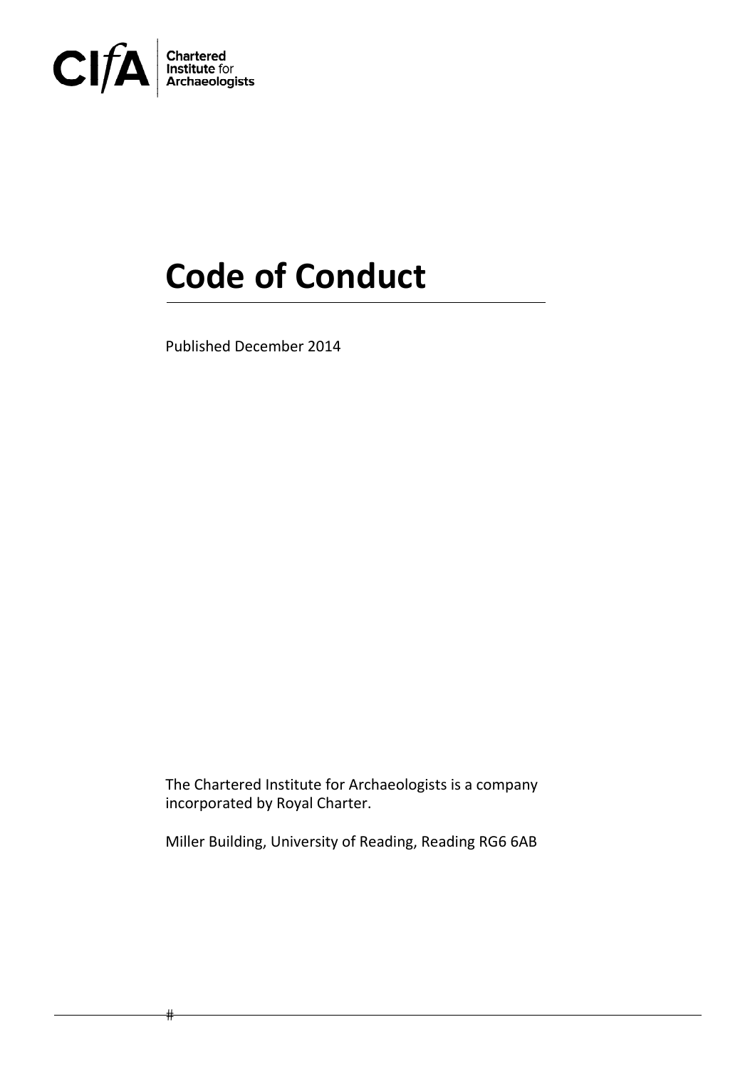CIfA Chartered Institute for Archaeologists

# Code of Conduct

Published December 2014

The Chartered Institute for Archaeologists is a company incorporated by Royal Charter.

Miller Building, University of Reading, Reading RG6 6AB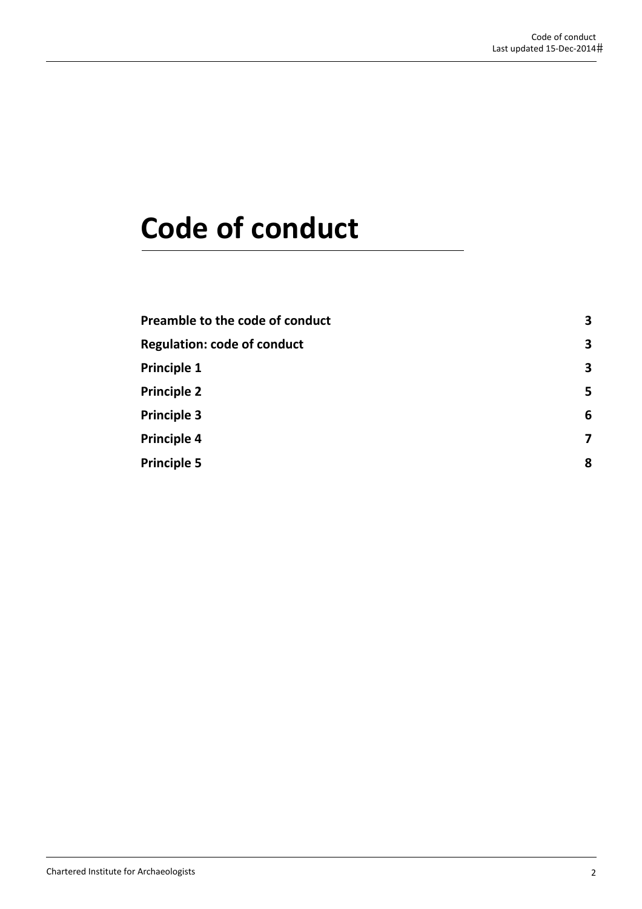# Code of conduct

| | |
|---|---|
| **Preamble to the code of conduct** | **3** |
| **Regulation: code of conduct** | **3** |
| **Principle 1** | **3** |
| **Principle 2** | **5** |
| **Principle 3** | **6** |
| **Principle 4** | **7** |
| **Principle 5** | **8** |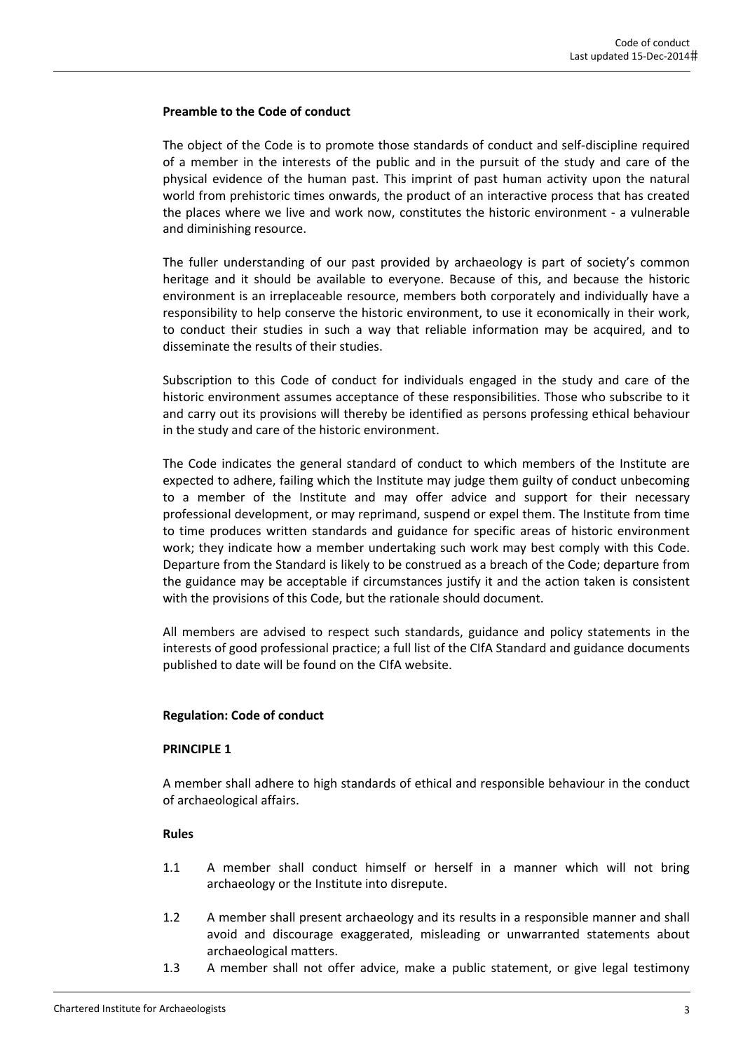**Preamble to the Code of conduct**

The object of the Code is to promote those standards of conduct and self-discipline required of a member in the interests of the public and in the pursuit of the study and care of the physical evidence of the human past. This imprint of past human activity upon the natural world from prehistoric times onwards, the product of an interactive process that has created the places where we live and work now, constitutes the historic environment - a vulnerable and diminishing resource.

The fuller understanding of our past provided by archaeology is part of society's common heritage and it should be available to everyone. Because of this, and because the historic environment is an irreplaceable resource, members both corporately and individually have a responsibility to help conserve the historic environment, to use it economically in their work, to conduct their studies in such a way that reliable information may be acquired, and to disseminate the results of their studies.

Subscription to this Code of conduct for individuals engaged in the study and care of the historic environment assumes acceptance of these responsibilities. Those who subscribe to it and carry out its provisions will thereby be identified as persons professing ethical behaviour in the study and care of the historic environment.

The Code indicates the general standard of conduct to which members of the Institute are expected to adhere, failing which the Institute may judge them guilty of conduct unbecoming to a member of the Institute and may offer advice and support for their necessary professional development, or may reprimand, suspend or expel them. The Institute from time to time produces written standards and guidance for specific areas of historic environment work; they indicate how a member undertaking such work may best comply with this Code. Departure from the Standard is likely to be construed as a breach of the Code; departure from the guidance may be acceptable if circumstances justify it and the action taken is consistent with the provisions of this Code, but the rationale should document.

All members are advised to respect such standards, guidance and policy statements in the interests of good professional practice; a full list of the CIfA Standard and guidance documents published to date will be found on the CIfA website.

**Regulation: Code of conduct**

**PRINCIPLE 1**

A member shall adhere to high standards of ethical and responsible behaviour in the conduct of archaeological affairs.

**Rules**

1.1 A member shall conduct himself or herself in a manner which will not bring archaeology or the Institute into disrepute.

1.2 A member shall present archaeology and its results in a responsible manner and shall avoid and discourage exaggerated, misleading or unwarranted statements about archaeological matters.

1.3 A member shall not offer advice, make a public statement, or give legal testimony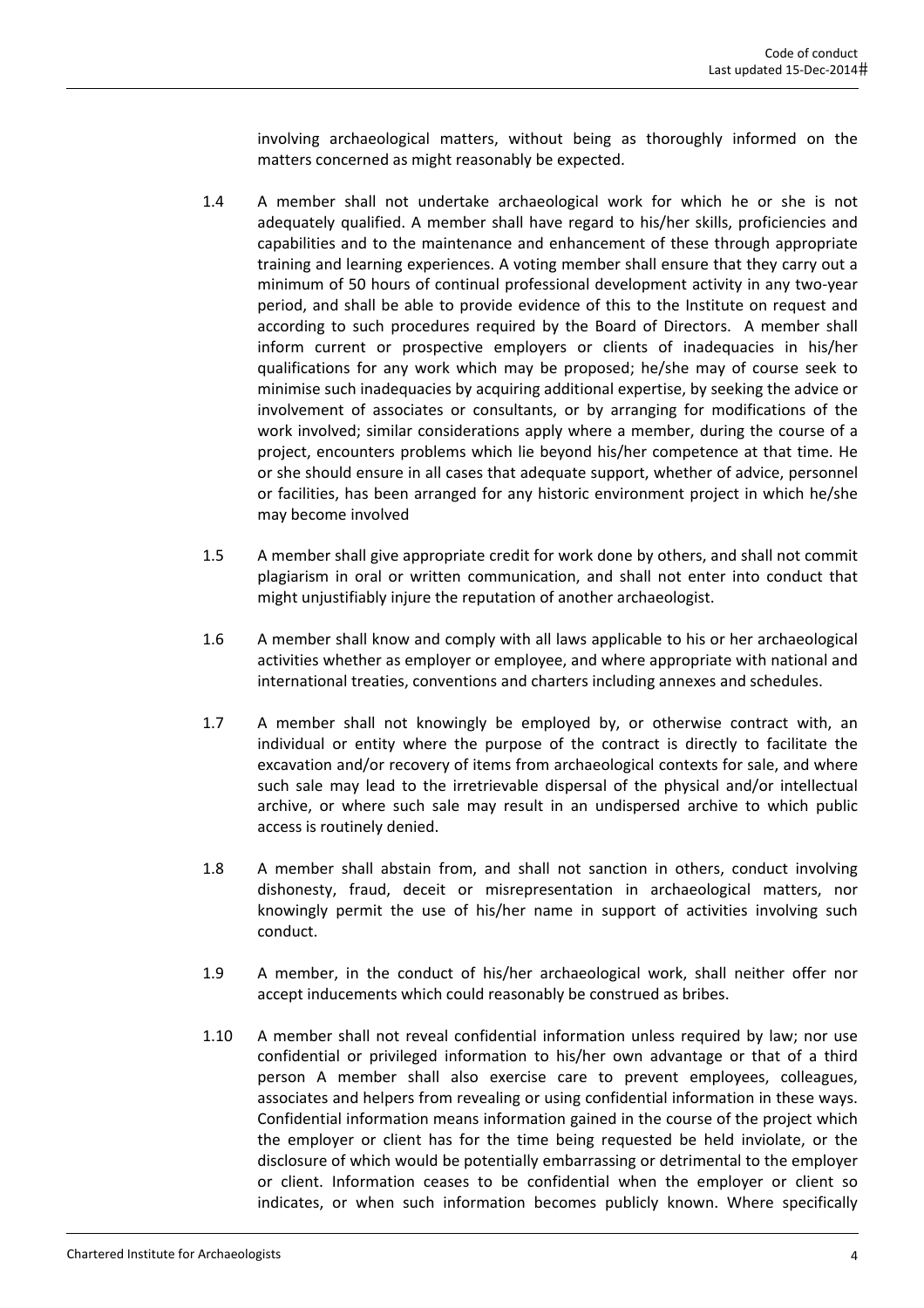involving archaeological matters, without being as thoroughly informed on the matters concerned as might reasonably be expected.

1.4 A member shall not undertake archaeological work for which he or she is not adequately qualified. A member shall have regard to his/her skills, proficiencies and capabilities and to the maintenance and enhancement of these through appropriate training and learning experiences. A voting member shall ensure that they carry out a minimum of 50 hours of continual professional development activity in any two-year period, and shall be able to provide evidence of this to the Institute on request and according to such procedures required by the Board of Directors. A member shall inform current or prospective employers or clients of inadequacies in his/her qualifications for any work which may be proposed; he/she may of course seek to minimise such inadequacies by acquiring additional expertise, by seeking the advice or involvement of associates or consultants, or by arranging for modifications of the work involved; similar considerations apply where a member, during the course of a project, encounters problems which lie beyond his/her competence at that time. He or she should ensure in all cases that adequate support, whether of advice, personnel or facilities, has been arranged for any historic environment project in which he/she may become involved

1.5 A member shall give appropriate credit for work done by others, and shall not commit plagiarism in oral or written communication, and shall not enter into conduct that might unjustifiably injure the reputation of another archaeologist.

1.6 A member shall know and comply with all laws applicable to his or her archaeological activities whether as employer or employee, and where appropriate with national and international treaties, conventions and charters including annexes and schedules.

1.7 A member shall not knowingly be employed by, or otherwise contract with, an individual or entity where the purpose of the contract is directly to facilitate the excavation and/or recovery of items from archaeological contexts for sale, and where such sale may lead to the irretrievable dispersal of the physical and/or intellectual archive, or where such sale may result in an undispersed archive to which public access is routinely denied.

1.8 A member shall abstain from, and shall not sanction in others, conduct involving dishonesty, fraud, deceit or misrepresentation in archaeological matters, nor knowingly permit the use of his/her name in support of activities involving such conduct.

1.9 A member, in the conduct of his/her archaeological work, shall neither offer nor accept inducements which could reasonably be construed as bribes.

1.10 A member shall not reveal confidential information unless required by law; nor use confidential or privileged information to his/her own advantage or that of a third person A member shall also exercise care to prevent employees, colleagues, associates and helpers from revealing or using confidential information in these ways. Confidential information means information gained in the course of the project which the employer or client has for the time being requested be held inviolate, or the disclosure of which would be potentially embarrassing or detrimental to the employer or client. Information ceases to be confidential when the employer or client so indicates, or when such information becomes publicly known. Where specifically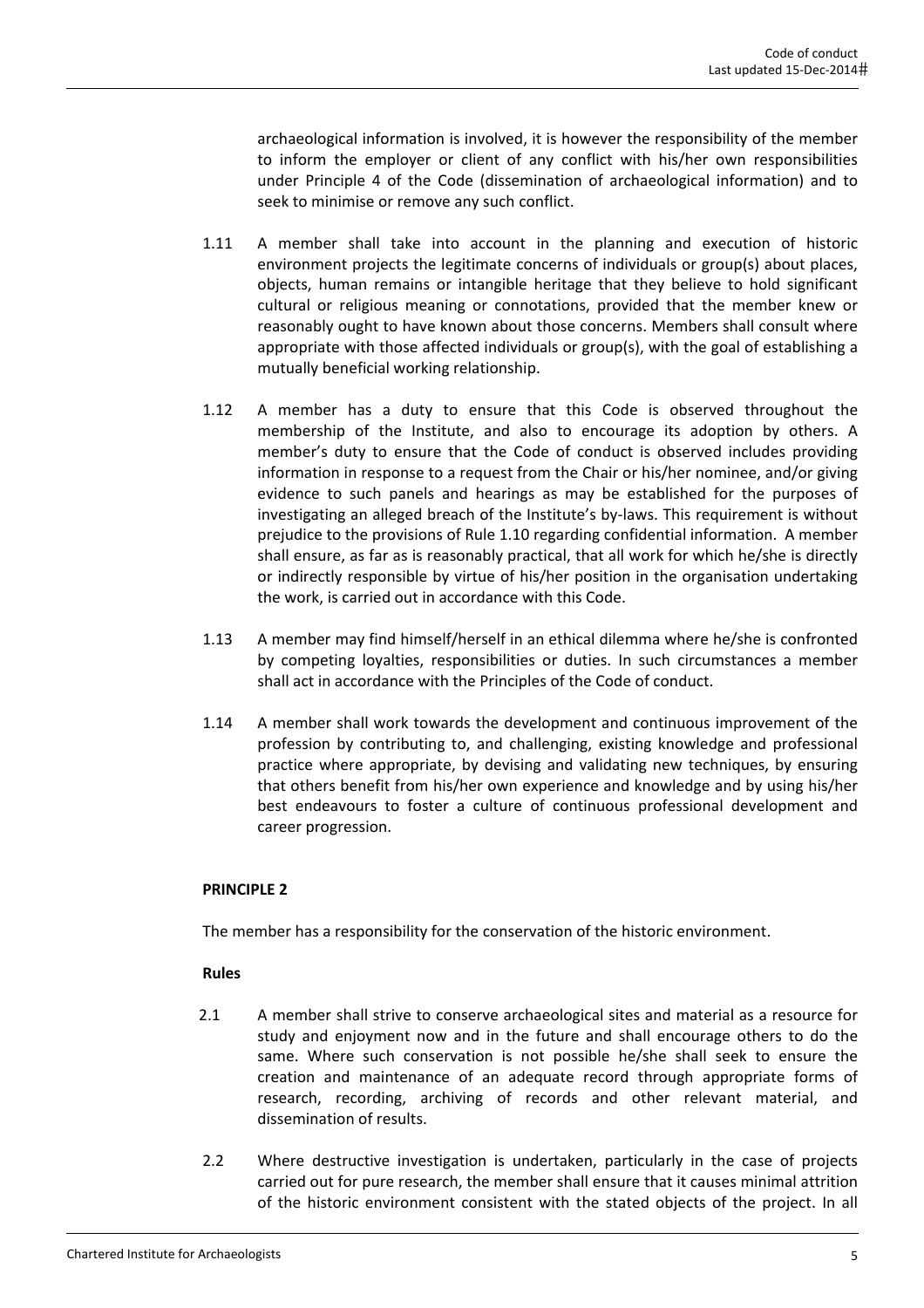archaeological information is involved, it is however the responsibility of the member to inform the employer or client of any conflict with his/her own responsibilities under Principle 4 of the Code (dissemination of archaeological information) and to seek to minimise or remove any such conflict.

1.11 A member shall take into account in the planning and execution of historic environment projects the legitimate concerns of individuals or group(s) about places, objects, human remains or intangible heritage that they believe to hold significant cultural or religious meaning or connotations, provided that the member knew or reasonably ought to have known about those concerns. Members shall consult where appropriate with those affected individuals or group(s), with the goal of establishing a mutually beneficial working relationship.

1.12 A member has a duty to ensure that this Code is observed throughout the membership of the Institute, and also to encourage its adoption by others. A member's duty to ensure that the Code of conduct is observed includes providing information in response to a request from the Chair or his/her nominee, and/or giving evidence to such panels and hearings as may be established for the purposes of investigating an alleged breach of the Institute's by-laws. This requirement is without prejudice to the provisions of Rule 1.10 regarding confidential information. A member shall ensure, as far as is reasonably practical, that all work for which he/she is directly or indirectly responsible by virtue of his/her position in the organisation undertaking the work, is carried out in accordance with this Code.

1.13 A member may find himself/herself in an ethical dilemma where he/she is confronted by competing loyalties, responsibilities or duties. In such circumstances a member shall act in accordance with the Principles of the Code of conduct.

1.14 A member shall work towards the development and continuous improvement of the profession by contributing to, and challenging, existing knowledge and professional practice where appropriate, by devising and validating new techniques, by ensuring that others benefit from his/her own experience and knowledge and by using his/her best endeavours to foster a culture of continuous professional development and career progression.

**PRINCIPLE 2**

The member has a responsibility for the conservation of the historic environment.

**Rules**

2.1 A member shall strive to conserve archaeological sites and material as a resource for study and enjoyment now and in the future and shall encourage others to do the same. Where such conservation is not possible he/she shall seek to ensure the creation and maintenance of an adequate record through appropriate forms of research, recording, archiving of records and other relevant material, and dissemination of results.

2.2 Where destructive investigation is undertaken, particularly in the case of projects carried out for pure research, the member shall ensure that it causes minimal attrition of the historic environment consistent with the stated objects of the project. In all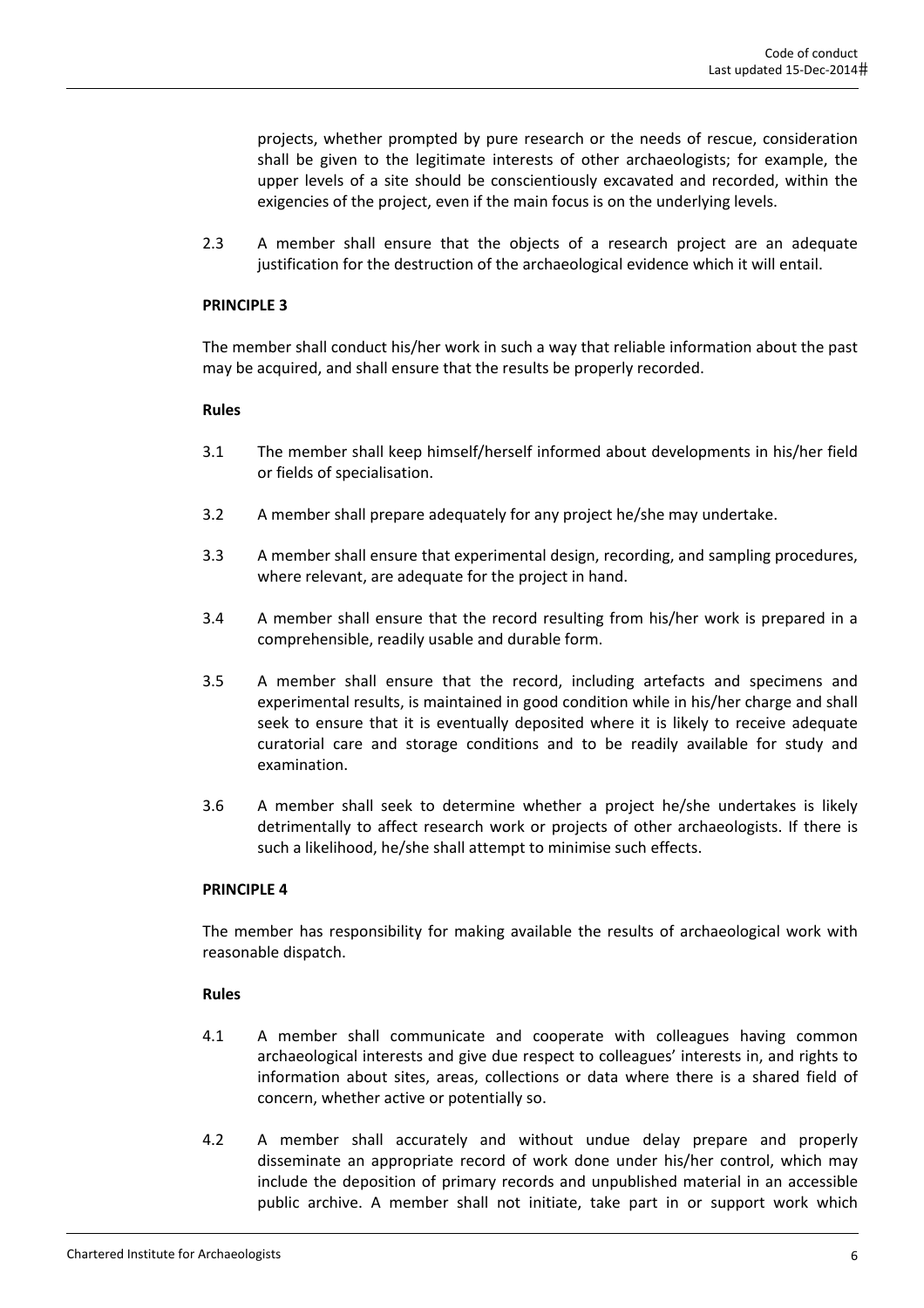projects, whether prompted by pure research or the needs of rescue, consideration shall be given to the legitimate interests of other archaeologists; for example, the upper levels of a site should be conscientiously excavated and recorded, within the exigencies of the project, even if the main focus is on the underlying levels.

2.3 A member shall ensure that the objects of a research project are an adequate justification for the destruction of the archaeological evidence which it will entail.

**PRINCIPLE 3**

The member shall conduct his/her work in such a way that reliable information about the past may be acquired, and shall ensure that the results be properly recorded.

**Rules**

3.1 The member shall keep himself/herself informed about developments in his/her field or fields of specialisation.

3.2 A member shall prepare adequately for any project he/she may undertake.

3.3 A member shall ensure that experimental design, recording, and sampling procedures, where relevant, are adequate for the project in hand.

3.4 A member shall ensure that the record resulting from his/her work is prepared in a comprehensible, readily usable and durable form.

3.5 A member shall ensure that the record, including artefacts and specimens and experimental results, is maintained in good condition while in his/her charge and shall seek to ensure that it is eventually deposited where it is likely to receive adequate curatorial care and storage conditions and to be readily available for study and examination.

3.6 A member shall seek to determine whether a project he/she undertakes is likely detrimentally to affect research work or projects of other archaeologists. If there is such a likelihood, he/she shall attempt to minimise such effects.

**PRINCIPLE 4**

The member has responsibility for making available the results of archaeological work with reasonable dispatch.

**Rules**

4.1 A member shall communicate and cooperate with colleagues having common archaeological interests and give due respect to colleagues' interests in, and rights to information about sites, areas, collections or data where there is a shared field of concern, whether active or potentially so.

4.2 A member shall accurately and without undue delay prepare and properly disseminate an appropriate record of work done under his/her control, which may include the deposition of primary records and unpublished material in an accessible public archive. A member shall not initiate, take part in or support work which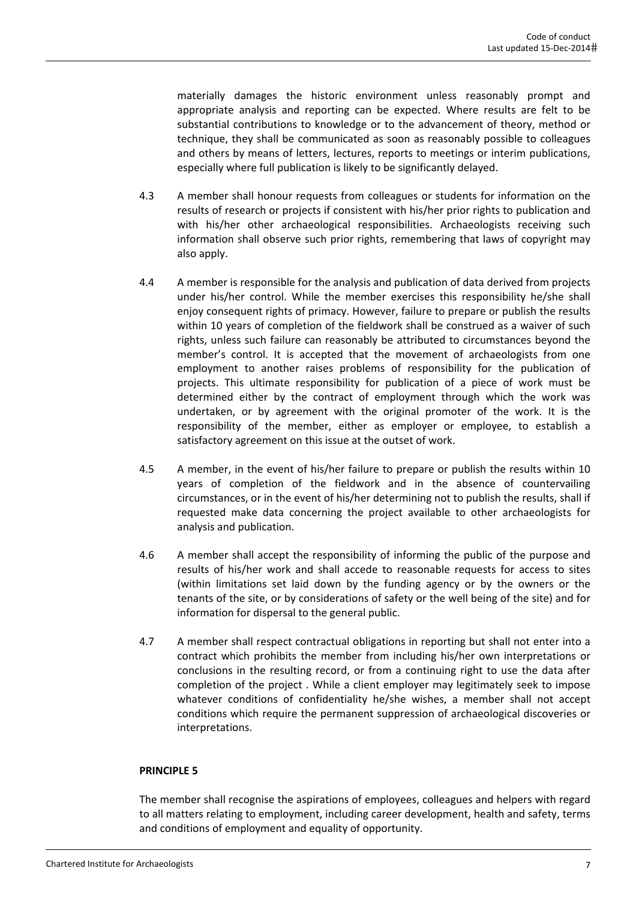materially damages the historic environment unless reasonably prompt and appropriate analysis and reporting can be expected. Where results are felt to be substantial contributions to knowledge or to the advancement of theory, method or technique, they shall be communicated as soon as reasonably possible to colleagues and others by means of letters, lectures, reports to meetings or interim publications, especially where full publication is likely to be significantly delayed.

4.3 A member shall honour requests from colleagues or students for information on the results of research or projects if consistent with his/her prior rights to publication and with his/her other archaeological responsibilities. Archaeologists receiving such information shall observe such prior rights, remembering that laws of copyright may also apply.

4.4 A member is responsible for the analysis and publication of data derived from projects under his/her control. While the member exercises this responsibility he/she shall enjoy consequent rights of primacy. However, failure to prepare or publish the results within 10 years of completion of the fieldwork shall be construed as a waiver of such rights, unless such failure can reasonably be attributed to circumstances beyond the member's control. It is accepted that the movement of archaeologists from one employment to another raises problems of responsibility for the publication of projects. This ultimate responsibility for publication of a piece of work must be determined either by the contract of employment through which the work was undertaken, or by agreement with the original promoter of the work. It is the responsibility of the member, either as employer or employee, to establish a satisfactory agreement on this issue at the outset of work.

4.5 A member, in the event of his/her failure to prepare or publish the results within 10 years of completion of the fieldwork and in the absence of countervailing circumstances, or in the event of his/her determining not to publish the results, shall if requested make data concerning the project available to other archaeologists for analysis and publication.

4.6 A member shall accept the responsibility of informing the public of the purpose and results of his/her work and shall accede to reasonable requests for access to sites (within limitations set laid down by the funding agency or by the owners or the tenants of the site, or by considerations of safety or the well being of the site) and for information for dispersal to the general public.

4.7 A member shall respect contractual obligations in reporting but shall not enter into a contract which prohibits the member from including his/her own interpretations or conclusions in the resulting record, or from a continuing right to use the data after completion of the project . While a client employer may legitimately seek to impose whatever conditions of confidentiality he/she wishes, a member shall not accept conditions which require the permanent suppression of archaeological discoveries or interpretations.

**PRINCIPLE 5**

The member shall recognise the aspirations of employees, colleagues and helpers with regard to all matters relating to employment, including career development, health and safety, terms and conditions of employment and equality of opportunity.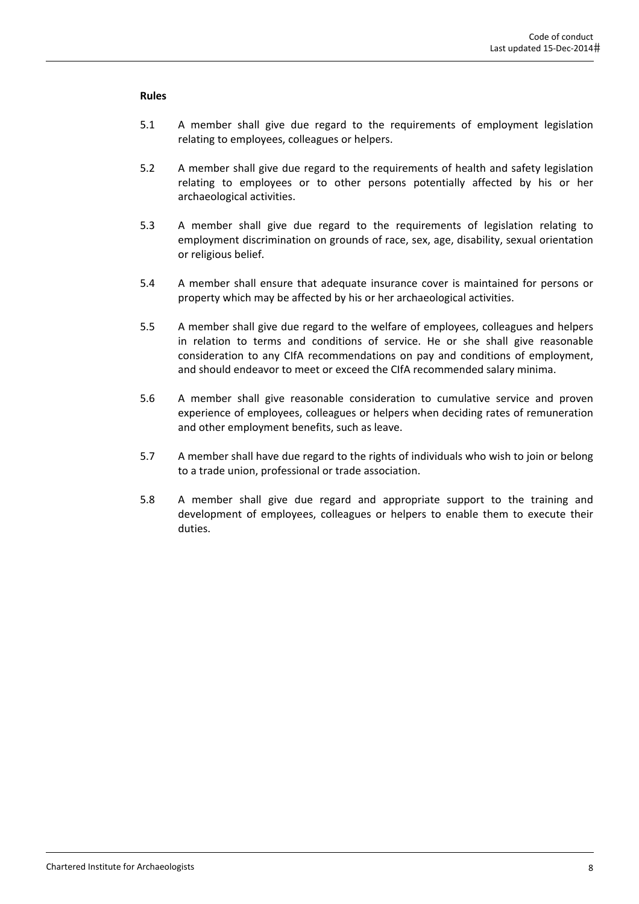**Rules**

5.1 A member shall give due regard to the requirements of employment legislation relating to employees, colleagues or helpers.

5.2 A member shall give due regard to the requirements of health and safety legislation relating to employees or to other persons potentially affected by his or her archaeological activities.

5.3 A member shall give due regard to the requirements of legislation relating to employment discrimination on grounds of race, sex, age, disability, sexual orientation or religious belief.

5.4 A member shall ensure that adequate insurance cover is maintained for persons or property which may be affected by his or her archaeological activities.

5.5 A member shall give due regard to the welfare of employees, colleagues and helpers in relation to terms and conditions of service. He or she shall give reasonable consideration to any CIfA recommendations on pay and conditions of employment, and should endeavor to meet or exceed the CIfA recommended salary minima.

5.6 A member shall give reasonable consideration to cumulative service and proven experience of employees, colleagues or helpers when deciding rates of remuneration and other employment benefits, such as leave.

5.7 A member shall have due regard to the rights of individuals who wish to join or belong to a trade union, professional or trade association.

5.8 A member shall give due regard and appropriate support to the training and development of employees, colleagues or helpers to enable them to execute their duties.